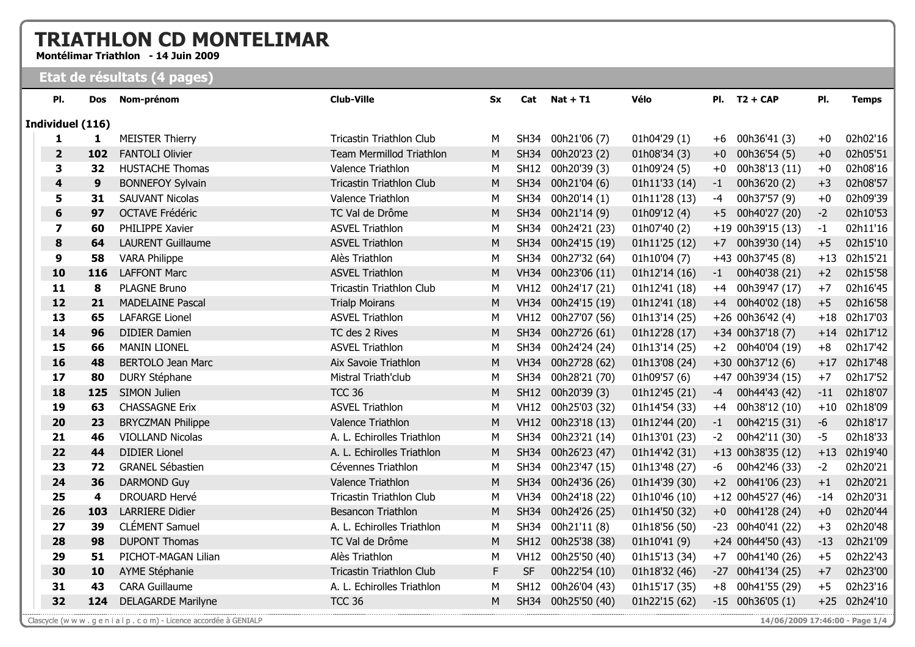# TRIATHLON CD MONTELIMAR

**Montélimar Triathlon - 14 Juin 2009**

## Etat de résultats (4 pages)

| Pl. | Dos | Nom-prénom | Club-Ville | Sx | Cat | Nat + T1 | Vélo | Pl. | T2 + CAP | Pl. | Temps |
|---|---|---|---|---|---|---|---|---|---|---|---|
| **Individuel (116)** | | | | | | | | | | | |
| **1** | **1** | MEISTER Thierry | Tricastin Triathlon Club | M | SH34 | 00h21'06 (7) | 01h04'29 (1) | +6 | 00h36'41 (3) | +0 | 02h02'16 |
| **2** | **102** | FANTOLI Olivier | Team Mermillod Triathlon | M | SH34 | 00h20'23 (2) | 01h08'34 (3) | +0 | 00h36'54 (5) | +0 | 02h05'51 |
| **3** | **32** | HUSTACHE Thomas | Valence Triathlon | M | SH12 | 00h20'39 (3) | 01h09'24 (5) | +0 | 00h38'13 (11) | +0 | 02h08'16 |
| **4** | **9** | BONNEFOY Sylvain | Tricastin Triathlon Club | M | SH34 | 00h21'04 (6) | 01h11'33 (14) | -1 | 00h36'20 (2) | +3 | 02h08'57 |
| **5** | **31** | SAUVANT Nicolas | Valence Triathlon | M | SH34 | 00h20'14 (1) | 01h11'28 (13) | -4 | 00h37'57 (9) | +0 | 02h09'39 |
| **6** | **97** | OCTAVE Frédéric | TC Val de Drôme | M | SH34 | 00h21'14 (9) | 01h09'12 (4) | +5 | 00h40'27 (20) | -2 | 02h10'53 |
| **7** | **60** | PHILIPPE Xavier | ASVEL Triathlon | M | SH34 | 00h24'21 (23) | 01h07'40 (2) | +19 | 00h39'15 (13) | -1 | 02h11'16 |
| **8** | **64** | LAURENT Guillaume | ASVEL Triathlon | M | SH34 | 00h24'15 (19) | 01h11'25 (12) | +7 | 00h39'30 (14) | +5 | 02h15'10 |
| **9** | **58** | VARA Philippe | Alès Triathlon | M | SH34 | 00h27'32 (64) | 01h10'04 (7) | +43 | 00h37'45 (8) | +13 | 02h15'21 |
| **10** | **116** | LAFFONT Marc | ASVEL Triathlon | M | VH34 | 00h23'06 (11) | 01h12'14 (16) | -1 | 00h40'38 (21) | +2 | 02h15'58 |
| **11** | **8** | PLAGNE Bruno | Tricastin Triathlon Club | M | VH12 | 00h24'17 (21) | 01h12'41 (18) | +4 | 00h39'47 (17) | +7 | 02h16'45 |
| **12** | **21** | MADELAINE Pascal | Trialp Moirans | M | VH34 | 00h24'15 (19) | 01h12'41 (18) | +4 | 00h40'02 (18) | +5 | 02h16'58 |
| **13** | **65** | LAFARGE Lionel | ASVEL Triathlon | M | VH12 | 00h27'07 (56) | 01h13'14 (25) | +26 | 00h36'42 (4) | +18 | 02h17'03 |
| **14** | **96** | DIDIER Damien | TC des 2 Rives | M | SH34 | 00h27'26 (61) | 01h12'28 (17) | +34 | 00h37'18 (7) | +14 | 02h17'12 |
| **15** | **66** | MANIN LIONEL | ASVEL Triathlon | M | SH34 | 00h24'24 (24) | 01h13'14 (25) | +2 | 00h40'04 (19) | +8 | 02h17'42 |
| **16** | **48** | BERTOLO Jean Marc | Aix Savoie Triathlon | M | VH34 | 00h27'28 (62) | 01h13'08 (24) | +30 | 00h37'12 (6) | +17 | 02h17'48 |
| **17** | **80** | DURY Stéphane | Mistral Triath'club | M | SH34 | 00h28'21 (70) | 01h09'57 (6) | +47 | 00h39'34 (15) | +7 | 02h17'52 |
| **18** | **125** | SIMON Julien | TCC 36 | M | SH12 | 00h20'39 (3) | 01h12'45 (21) | -4 | 00h44'43 (42) | -11 | 02h18'07 |
| **19** | **63** | CHASSAGNE Erix | ASVEL Triathlon | M | VH12 | 00h25'03 (32) | 01h14'54 (33) | +4 | 00h38'12 (10) | +10 | 02h18'09 |
| **20** | **23** | BRYCZMAN Philippe | Valence Triathlon | M | VH12 | 00h23'18 (13) | 01h12'44 (20) | -1 | 00h42'15 (31) | -6 | 02h18'17 |
| **21** | **46** | VIOLLAND Nicolas | A. L. Echirolles Triathlon | M | SH34 | 00h23'21 (14) | 01h13'01 (23) | -2 | 00h42'11 (30) | -5 | 02h18'33 |
| **22** | **44** | DIDIER Lionel | A. L. Echirolles Triathlon | M | SH34 | 00h26'23 (47) | 01h14'42 (31) | +13 | 00h38'35 (12) | +13 | 02h19'40 |
| **23** | **72** | GRANEL Sébastien | Cévennes Triathlon | M | SH34 | 00h23'47 (15) | 01h13'48 (27) | -6 | 00h42'46 (33) | -2 | 02h20'21 |
| **24** | **36** | DARMOND Guy | Valence Triathlon | M | SH34 | 00h24'36 (26) | 01h14'39 (30) | +2 | 00h41'06 (23) | +1 | 02h20'21 |
| **25** | **4** | DROUARD Hervé | Tricastin Triathlon Club | M | VH34 | 00h24'18 (22) | 01h10'46 (10) | +12 | 00h45'27 (46) | -14 | 02h20'31 |
| **26** | **103** | LARRIERE Didier | Besancon Triathlon | M | SH34 | 00h24'26 (25) | 01h14'50 (32) | +0 | 00h41'28 (24) | +0 | 02h20'44 |
| **27** | **39** | CLÉMENT Samuel | A. L. Echirolles Triathlon | M | SH34 | 00h21'11 (8) | 01h18'56 (50) | -23 | 00h40'41 (22) | +3 | 02h20'48 |
| **28** | **98** | DUPONT Thomas | TC Val de Drôme | M | SH12 | 00h25'38 (38) | 01h10'41 (9) | +24 | 00h44'50 (43) | -13 | 02h21'09 |
| **29** | **51** | PICHOT-MAGAN Lilian | Alès Triathlon | M | VH12 | 00h25'50 (40) | 01h15'13 (34) | +7 | 00h41'40 (26) | +5 | 02h22'43 |
| **30** | **10** | AYME Stéphanie | Tricastin Triathlon Club | F | SF | 00h22'54 (10) | 01h18'32 (46) | -27 | 00h41'34 (25) | +7 | 02h23'00 |
| **31** | **43** | CARA Guillaume | A. L. Echirolles Triathlon | M | SH12 | 00h26'04 (43) | 01h15'17 (35) | +8 | 00h41'55 (29) | +5 | 02h23'16 |
| **32** | **124** | DELAGARDE Marilyne | TCC 36 | M | SH34 | 00h25'50 (40) | 01h22'15 (62) | -15 | 00h36'05 (1) | +25 | 02h24'10 |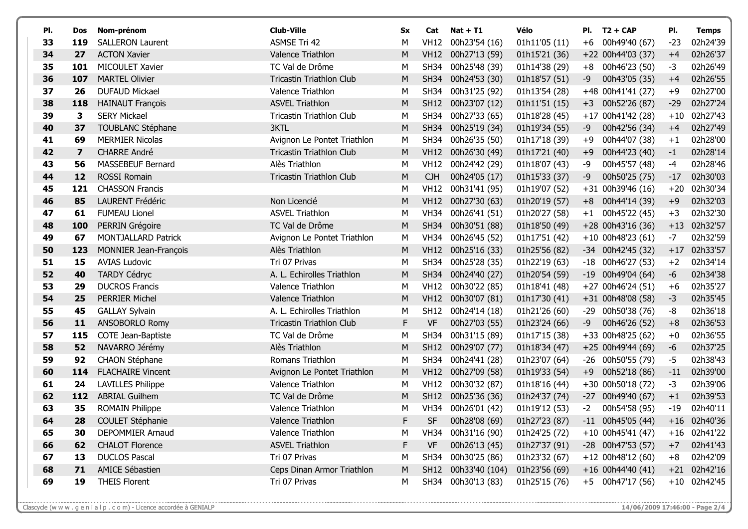| Pl. | Dos | Nom-prénom | Club-Ville | Sx | Cat | Nat + T1 | Vélo | Pl. | T2 + CAP | Pl. | Temps |
|---|---|---|---|---|---|---|---|---|---|---|---|
| 33 | 119 | SALLERON Laurent | ASMSE Tri 42 | M | VH12 | 00h23'54 (16) | 01h11'05 (11) | +6 | 00h49'40 (67) | -23 | 02h24'39 |
| 34 | 27 | ACTON Xavier | Valence Triathlon | M | VH12 | 00h27'13 (59) | 01h15'21 (36) | +22 | 00h44'03 (37) | +4 | 02h26'37 |
| 35 | 101 | MICOULET Xavier | TC Val de Drôme | M | SH34 | 00h25'48 (39) | 01h14'38 (29) | +8 | 00h46'23 (50) | -3 | 02h26'49 |
| 36 | 107 | MARTEL Olivier | Tricastin Triathlon Club | M | SH34 | 00h24'53 (30) | 01h18'57 (51) | -9 | 00h43'05 (35) | +4 | 02h26'55 |
| 37 | 26 | DUFAUD Mickael | Valence Triathlon | M | SH34 | 00h31'25 (92) | 01h13'54 (28) | +48 | 00h41'41 (27) | +9 | 02h27'00 |
| 38 | 118 | HAINAUT François | ASVEL Triathlon | M | SH12 | 00h23'07 (12) | 01h11'51 (15) | +3 | 00h52'26 (87) | -29 | 02h27'24 |
| 39 | 3 | SERY Mickael | Tricastin Triathlon Club | M | SH34 | 00h27'33 (65) | 01h18'28 (45) | +17 | 00h41'42 (28) | +10 | 02h27'43 |
| 40 | 37 | TOUBLANC Stéphane | 3KTL | M | SH34 | 00h25'19 (34) | 01h19'34 (55) | -9 | 00h42'56 (34) | +4 | 02h27'49 |
| 41 | 69 | MERMIER Nicolas | Avignon Le Pontet Triathlon | M | SH34 | 00h26'35 (50) | 01h17'18 (39) | +9 | 00h44'07 (38) | +1 | 02h28'00 |
| 42 | 7 | CHARRE André | Tricastin Triathlon Club | M | VH12 | 00h26'30 (49) | 01h17'21 (40) | +9 | 00h44'23 (40) | -1 | 02h28'14 |
| 43 | 56 | MASSEBEUF Bernard | Alès Triathlon | M | VH12 | 00h24'42 (29) | 01h18'07 (43) | -9 | 00h45'57 (48) | -4 | 02h28'46 |
| 44 | 12 | ROSSI Romain | Tricastin Triathlon Club | M | CJH | 00h24'05 (17) | 01h15'33 (37) | -9 | 00h50'25 (75) | -17 | 02h30'03 |
| 45 | 121 | CHASSON Francis | | M | VH12 | 00h31'41 (95) | 01h19'07 (52) | +31 | 00h39'46 (16) | +20 | 02h30'34 |
| 46 | 85 | LAURENT Frédéric | Non Licencié | M | VH12 | 00h27'30 (63) | 01h20'19 (57) | +8 | 00h44'14 (39) | +9 | 02h32'03 |
| 47 | 61 | FUMEAU Lionel | ASVEL Triathlon | M | VH34 | 00h26'41 (51) | 01h20'27 (58) | +1 | 00h45'22 (45) | +3 | 02h32'30 |
| 48 | 100 | PERRIN Grégoire | TC Val de Drôme | M | SH34 | 00h30'51 (88) | 01h18'50 (49) | +28 | 00h43'16 (36) | +13 | 02h32'57 |
| 49 | 67 | MONTJALLARD Patrick | Avignon Le Pontet Triathlon | M | VH34 | 00h26'45 (52) | 01h17'51 (42) | +10 | 00h48'23 (61) | -7 | 02h32'59 |
| 50 | 123 | MONNIER Jean-François | Alès Triathlon | M | VH12 | 00h25'16 (33) | 01h25'56 (82) | -34 | 00h42'45 (32) | +17 | 02h33'57 |
| 51 | 15 | AVIAS Ludovic | Tri 07 Privas | M | SH34 | 00h25'28 (35) | 01h22'19 (63) | -18 | 00h46'27 (53) | +2 | 02h34'14 |
| 52 | 40 | TARDY Cédryc | A. L. Echirolles Triathlon | M | SH34 | 00h24'40 (27) | 01h20'54 (59) | -19 | 00h49'04 (64) | -6 | 02h34'38 |
| 53 | 29 | DUCROS Francis | Valence Triathlon | M | VH12 | 00h30'22 (85) | 01h18'41 (48) | +27 | 00h46'24 (51) | +6 | 02h35'27 |
| 54 | 25 | PERRIER Michel | Valence Triathlon | M | VH12 | 00h30'07 (81) | 01h17'30 (41) | +31 | 00h48'08 (58) | -3 | 02h35'45 |
| 55 | 45 | GALLAY Sylvain | A. L. Echirolles Triathlon | M | SH12 | 00h24'14 (18) | 01h21'26 (60) | -29 | 00h50'38 (76) | -8 | 02h36'18 |
| 56 | 11 | ANSOBORLO Romy | Tricastin Triathlon Club | F | VF | 00h27'03 (55) | 01h23'24 (66) | -9 | 00h46'26 (52) | +8 | 02h36'53 |
| 57 | 115 | COTE Jean-Baptiste | TC Val de Drôme | M | SH34 | 00h31'15 (89) | 01h17'15 (38) | +33 | 00h48'25 (62) | +0 | 02h36'55 |
| 58 | 52 | NAVARRO Jérémy | Alès Triathlon | M | SH12 | 00h29'07 (77) | 01h18'34 (47) | +25 | 00h49'44 (69) | -6 | 02h37'25 |
| 59 | 92 | CHAON Stéphane | Romans Triathlon | M | SH34 | 00h24'41 (28) | 01h23'07 (64) | -26 | 00h50'55 (79) | -5 | 02h38'43 |
| 60 | 114 | FLACHAIRE Vincent | Avignon Le Pontet Triathlon | M | VH12 | 00h27'09 (58) | 01h19'33 (54) | +9 | 00h52'18 (86) | -11 | 02h39'00 |
| 61 | 24 | LAVILLES Philippe | Valence Triathlon | M | VH12 | 00h30'32 (87) | 01h18'16 (44) | +30 | 00h50'18 (72) | -3 | 02h39'06 |
| 62 | 112 | ABRIAL Guilhem | TC Val de Drôme | M | SH12 | 00h25'36 (36) | 01h24'37 (74) | -27 | 00h49'40 (67) | +1 | 02h39'53 |
| 63 | 35 | ROMAIN Philippe | Valence Triathlon | M | VH34 | 00h26'01 (42) | 01h19'12 (53) | -2 | 00h54'58 (95) | -19 | 02h40'11 |
| 64 | 28 | COULET Stéphanie | Valence Triathlon | F | SF | 00h28'08 (69) | 01h27'23 (87) | -11 | 00h45'05 (44) | +16 | 02h40'36 |
| 65 | 30 | DEPOMMIER Arnaud | Valence Triathlon | M | VH34 | 00h31'16 (90) | 01h24'25 (72) | +10 | 00h45'41 (47) | +16 | 02h41'22 |
| 66 | 62 | CHALOT Florence | ASVEL Triathlon | F | VF | 00h26'13 (45) | 01h27'37 (91) | -28 | 00h47'53 (57) | +7 | 02h41'43 |
| 67 | 13 | DUCLOS Pascal | Tri 07 Privas | M | SH34 | 00h30'25 (86) | 01h23'32 (67) | +12 | 00h48'12 (60) | +8 | 02h42'09 |
| 68 | 71 | AMICE Sébastien | Ceps Dinan Armor Triathlon | M | SH12 | 00h33'40 (104) | 01h23'56 (69) | +16 | 00h44'40 (41) | +21 | 02h42'16 |
| 69 | 19 | THEIS Florent | Tri 07 Privas | M | SH34 | 00h30'13 (83) | 01h25'15 (76) | +5 | 00h47'17 (56) | +10 | 02h42'45 |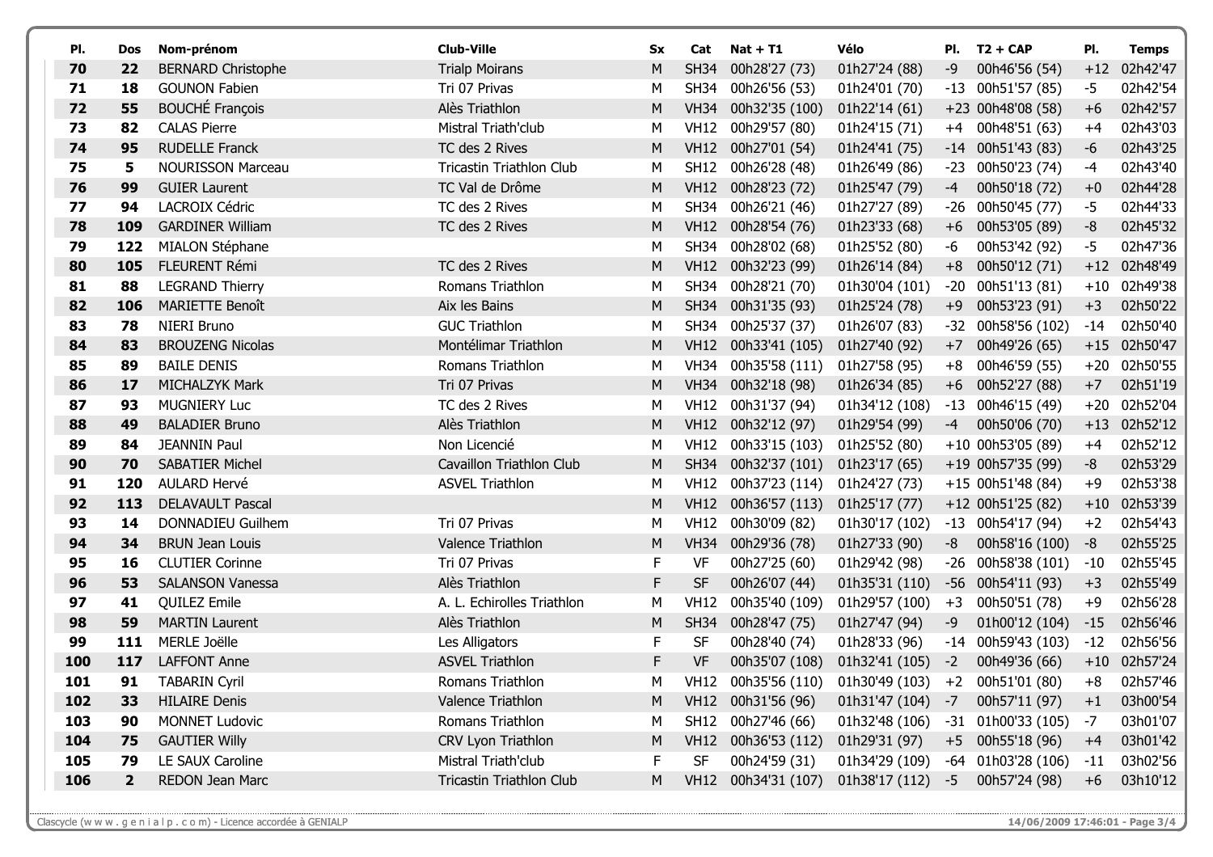| Pl. | Dos | Nom-prénom | Club-Ville | Sx | Cat | Nat + T1 | Vélo | Pl. | T2 + CAP | Pl. | Temps |
|---|---|---|---|---|---|---|---|---|---|---|---|
| 70 | 22 | BERNARD Christophe | Trialp Moirans | M | SH34 | 00h28'27 (73) | 01h27'24 (88) | -9 | 00h46'56 (54) | +12 | 02h42'47 |
| 71 | 18 | GOUNON Fabien | Tri 07 Privas | M | SH34 | 00h26'56 (53) | 01h24'01 (70) | -13 | 00h51'57 (85) | -5 | 02h42'54 |
| 72 | 55 | BOUCHÉ François | Alès Triathlon | M | VH34 | 00h32'35 (100) | 01h22'14 (61) | +23 | 00h48'08 (58) | +6 | 02h42'57 |
| 73 | 82 | CALAS Pierre | Mistral Triath'club | M | VH12 | 00h29'57 (80) | 01h24'15 (71) | +4 | 00h48'51 (63) | +4 | 02h43'03 |
| 74 | 95 | RUDELLE Franck | TC des 2 Rives | M | VH12 | 00h27'01 (54) | 01h24'41 (75) | -14 | 00h51'43 (83) | -6 | 02h43'25 |
| 75 | 5 | NOURISSON Marceau | Tricastin Triathlon Club | M | SH12 | 00h26'28 (48) | 01h26'49 (86) | -23 | 00h50'23 (74) | -4 | 02h43'40 |
| 76 | 99 | GUIER Laurent | TC Val de Drôme | M | VH12 | 00h28'23 (72) | 01h25'47 (79) | -4 | 00h50'18 (72) | +0 | 02h44'28 |
| 77 | 94 | LACROIX Cédric | TC des 2 Rives | M | SH34 | 00h26'21 (46) | 01h27'27 (89) | -26 | 00h50'45 (77) | -5 | 02h44'33 |
| 78 | 109 | GARDINER William | TC des 2 Rives | M | VH12 | 00h28'54 (76) | 01h23'33 (68) | +6 | 00h53'05 (89) | -8 | 02h45'32 |
| 79 | 122 | MIALON Stéphane | | M | SH34 | 00h28'02 (68) | 01h25'52 (80) | -6 | 00h53'42 (92) | -5 | 02h47'36 |
| 80 | 105 | FLEURENT Rémi | TC des 2 Rives | M | VH12 | 00h32'23 (99) | 01h26'14 (84) | +8 | 00h50'12 (71) | +12 | 02h48'49 |
| 81 | 88 | LEGRAND Thierry | Romans Triathlon | M | SH34 | 00h28'21 (70) | 01h30'04 (101) | -20 | 00h51'13 (81) | +10 | 02h49'38 |
| 82 | 106 | MARIETTE Benoît | Aix les Bains | M | SH34 | 00h31'35 (93) | 01h25'24 (78) | +9 | 00h53'23 (91) | +3 | 02h50'22 |
| 83 | 78 | NIERI Bruno | GUC Triathlon | M | SH34 | 00h25'37 (37) | 01h26'07 (83) | -32 | 00h58'56 (102) | -14 | 02h50'40 |
| 84 | 83 | BROUZENG Nicolas | Montélimar Triathlon | M | VH12 | 00h33'41 (105) | 01h27'40 (92) | +7 | 00h49'26 (65) | +15 | 02h50'47 |
| 85 | 89 | BAILE DENIS | Romans Triathlon | M | VH34 | 00h35'58 (111) | 01h27'58 (95) | +8 | 00h46'59 (55) | +20 | 02h50'55 |
| 86 | 17 | MICHALZYK Mark | Tri 07 Privas | M | VH34 | 00h32'18 (98) | 01h26'34 (85) | +6 | 00h52'27 (88) | +7 | 02h51'19 |
| 87 | 93 | MUGNIERY Luc | TC des 2 Rives | M | VH12 | 00h31'37 (94) | 01h34'12 (108) | -13 | 00h46'15 (49) | +20 | 02h52'04 |
| 88 | 49 | BALADIER Bruno | Alès Triathlon | M | VH12 | 00h32'12 (97) | 01h29'54 (99) | -4 | 00h50'06 (70) | +13 | 02h52'12 |
| 89 | 84 | JEANNIN Paul | Non Licencié | M | VH12 | 00h33'15 (103) | 01h25'52 (80) | +10 | 00h53'05 (89) | +4 | 02h52'12 |
| 90 | 70 | SABATIER Michel | Cavaillon Triathlon Club | M | SH34 | 00h32'37 (101) | 01h23'17 (65) | +19 | 00h57'35 (99) | -8 | 02h53'29 |
| 91 | 120 | AULARD Hervé | ASVEL Triathlon | M | VH12 | 00h37'23 (114) | 01h24'27 (73) | +15 | 00h51'48 (84) | +9 | 02h53'38 |
| 92 | 113 | DELAVAULT Pascal | | M | VH12 | 00h36'57 (113) | 01h25'17 (77) | +12 | 00h51'25 (82) | +10 | 02h53'39 |
| 93 | 14 | DONNADIEU Guilhem | Tri 07 Privas | M | VH12 | 00h30'09 (82) | 01h30'17 (102) | -13 | 00h54'17 (94) | +2 | 02h54'43 |
| 94 | 34 | BRUN Jean Louis | Valence Triathlon | M | VH34 | 00h29'36 (78) | 01h27'33 (90) | -8 | 00h58'16 (100) | -8 | 02h55'25 |
| 95 | 16 | CLUTIER Corinne | Tri 07 Privas | F | VF | 00h27'25 (60) | 01h29'42 (98) | -26 | 00h58'38 (101) | -10 | 02h55'45 |
| 96 | 53 | SALANSON Vanessa | Alès Triathlon | F | SF | 00h26'07 (44) | 01h35'31 (110) | -56 | 00h54'11 (93) | +3 | 02h55'49 |
| 97 | 41 | QUILEZ Emile | A. L. Echirolles Triathlon | M | VH12 | 00h35'40 (109) | 01h29'57 (100) | +3 | 00h50'51 (78) | +9 | 02h56'28 |
| 98 | 59 | MARTIN Laurent | Alès Triathlon | M | SH34 | 00h28'47 (75) | 01h27'47 (94) | -9 | 01h00'12 (104) | -15 | 02h56'46 |
| 99 | 111 | MERLE Joëlle | Les Alligators | F | SF | 00h28'40 (74) | 01h28'33 (96) | -14 | 00h59'43 (103) | -12 | 02h56'56 |
| 100 | 117 | LAFFONT Anne | ASVEL Triathlon | F | VF | 00h35'07 (108) | 01h32'41 (105) | -2 | 00h49'36 (66) | +10 | 02h57'24 |
| 101 | 91 | TABARIN Cyril | Romans Triathlon | M | VH12 | 00h35'56 (110) | 01h30'49 (103) | +2 | 00h51'01 (80) | +8 | 02h57'46 |
| 102 | 33 | HILAIRE Denis | Valence Triathlon | M | VH12 | 00h31'56 (96) | 01h31'47 (104) | -7 | 00h57'11 (97) | +1 | 03h00'54 |
| 103 | 90 | MONNET Ludovic | Romans Triathlon | M | SH12 | 00h27'46 (66) | 01h32'48 (106) | -31 | 01h00'33 (105) | -7 | 03h01'07 |
| 104 | 75 | GAUTIER Willy | CRV Lyon Triathlon | M | VH12 | 00h36'53 (112) | 01h29'31 (97) | +5 | 00h55'18 (96) | +4 | 03h01'42 |
| 105 | 79 | LE SAUX Caroline | Mistral Triath'club | F | SF | 00h24'59 (31) | 01h34'29 (109) | -64 | 01h03'28 (106) | -11 | 03h02'56 |
| 106 | 2 | REDON Jean Marc | Tricastin Triathlon Club | M | VH12 | 00h34'31 (107) | 01h38'17 (112) | -5 | 00h57'24 (98) | +6 | 03h10'12 |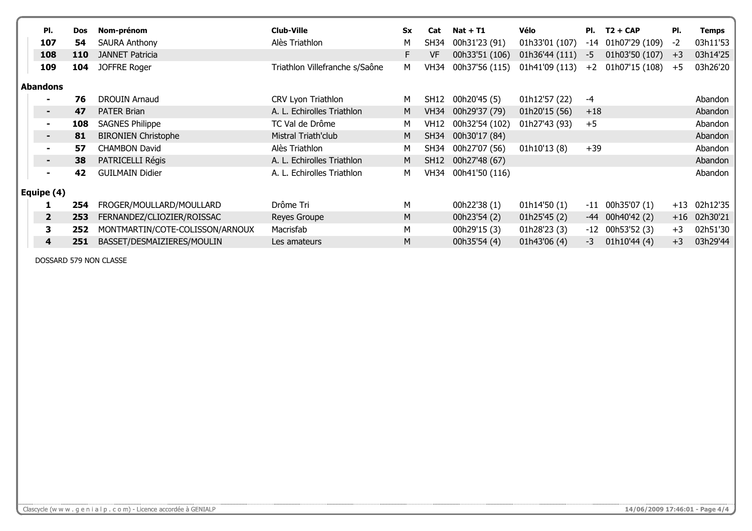| Pl. | Dos | Nom-prénom | Club-Ville | Sx | Cat | Nat + T1 | Vélo | Pl. | T2 + CAP | Pl. | Temps |
|---|---|---|---|---|---|---|---|---|---|---|---|
| 107 | 54 | SAURA Anthony | Alès Triathlon | M | SH34 | 00h31'23 (91) | 01h33'01 (107) | -14 | 01h07'29 (109) | -2 | 03h11'53 |
| 108 | 110 | JANNET Patricia | | F | VF | 00h33'51 (106) | 01h36'44 (111) | -5 | 01h03'50 (107) | +3 | 03h14'25 |
| 109 | 104 | JOFFRE Roger | Triathlon Villefranche s/Saône | M | VH34 | 00h37'56 (115) | 01h41'09 (113) | +2 | 01h07'15 (108) | +5 | 03h26'20 |

**Abandons**

| Pl. | Dos | Nom-prénom | Club-Ville | Sx | Cat | Nat + T1 | Vélo | Pl. | T2 + CAP | Pl. | Temps |
|---|---|---|---|---|---|---|---|---|---|---|---|
| - | 76 | DROUIN Arnaud | CRV Lyon Triathlon | M | SH12 | 00h20'45 (5) | 01h12'57 (22) | -4 | | | Abandon |
| - | 47 | PATER Brian | A. L. Echirolles Triathlon | M | VH34 | 00h29'37 (79) | 01h20'15 (56) | +18 | | | Abandon |
| - | 108 | SAGNES Philippe | TC Val de Drôme | M | VH12 | 00h32'54 (102) | 01h27'43 (93) | +5 | | | Abandon |
| - | 81 | BIRONIEN Christophe | Mistral Triath'club | M | SH34 | 00h30'17 (84) | | | | | Abandon |
| - | 57 | CHAMBON David | Alès Triathlon | M | SH34 | 00h27'07 (56) | 01h10'13 (8) | +39 | | | Abandon |
| - | 38 | PATRICELLI Régis | A. L. Echirolles Triathlon | M | SH12 | 00h27'48 (67) | | | | | Abandon |
| - | 42 | GUILMAIN Didier | A. L. Echirolles Triathlon | M | VH34 | 00h41'50 (116) | | | | | Abandon |

**Equipe (4)**

| Pl. | Dos | Nom-prénom | Club-Ville | Sx | Cat | Nat + T1 | Vélo | Pl. | T2 + CAP | Pl. | Temps |
|---|---|---|---|---|---|---|---|---|---|---|---|
| 1 | 254 | FROGER/MOULLARD/MOULLARD | Drôme Tri | M | | 00h22'38 (1) | 01h14'50 (1) | -11 | 00h35'07 (1) | +13 | 02h12'35 |
| 2 | 253 | FERNANDEZ/CLIOZIER/ROISSAC | Reyes Groupe | M | | 00h23'54 (2) | 01h25'45 (2) | -44 | 00h40'42 (2) | +16 | 02h30'21 |
| 3 | 252 | MONTMARTIN/COTE-COLISSON/ARNOUX | Macrisfab | M | | 00h29'15 (3) | 01h28'23 (3) | -12 | 00h53'52 (3) | +3 | 02h51'30 |
| 4 | 251 | BASSET/DESMAIZIERES/MOULIN | Les amateurs | M | | 00h35'54 (4) | 01h43'06 (4) | -3 | 01h10'44 (4) | +3 | 03h29'44 |

DOSSARD 579 NON CLASSE